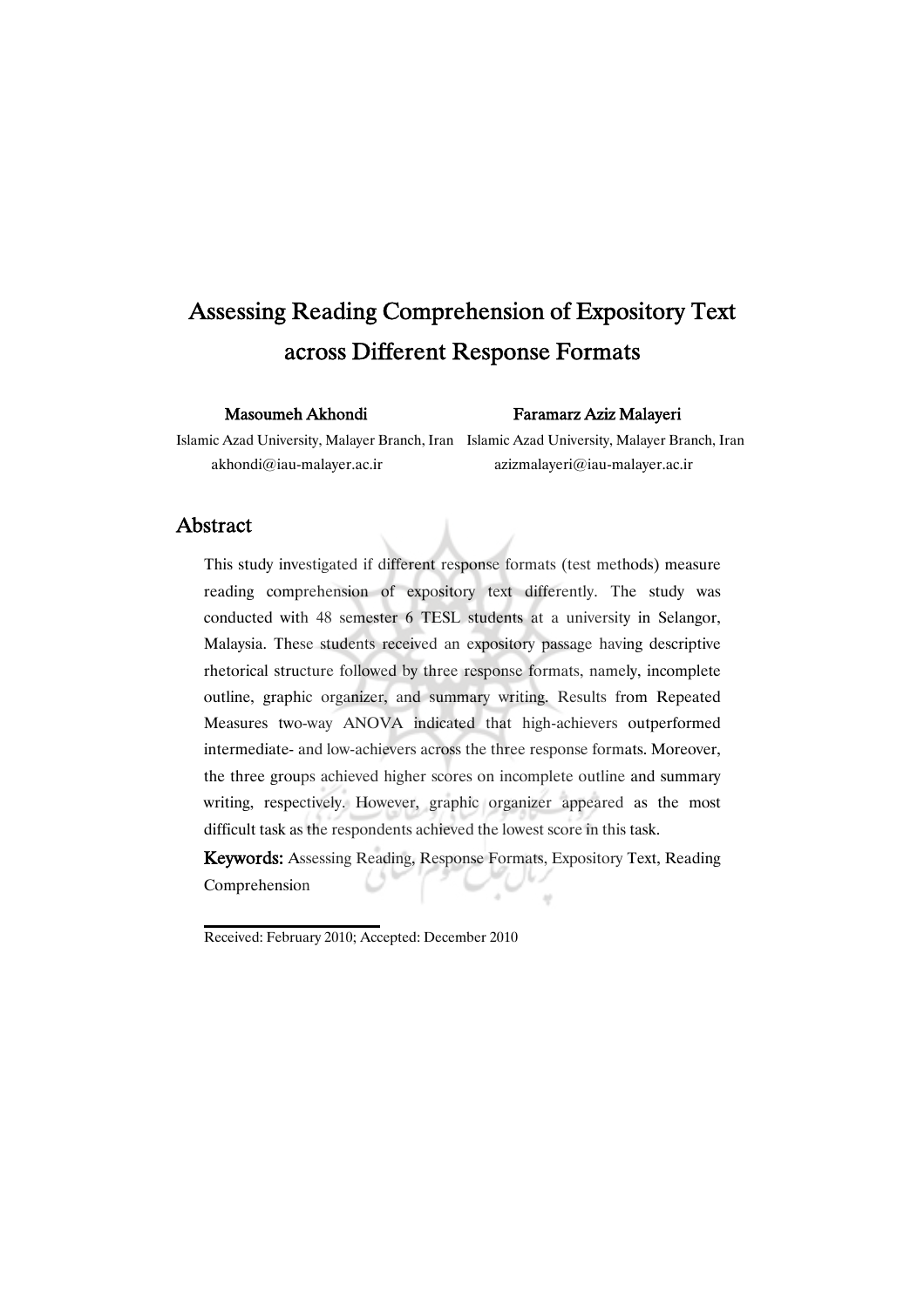# Assessing Reading Comprehension of Expository Text across Different Response Formats

**Masoumeh Akhondi**
Islamic Azad University, Malayer Branch, Iran
akhondi@iau-malayer.ac.ir

**Faramarz Aziz Malayeri**
Islamic Azad University, Malayer Branch, Iran
azizmalayeri@iau-malayer.ac.ir

## Abstract

This study investigated if different response formats (test methods) measure reading comprehension of expository text differently. The study was conducted with 48 semester 6 TESL students at a university in Selangor, Malaysia. These students received an expository passage having descriptive rhetorical structure followed by three response formats, namely, incomplete outline, graphic organizer, and summary writing. Results from Repeated Measures two-way ANOVA indicated that high-achievers outperformed intermediate- and low-achievers across the three response formats. Moreover, the three groups achieved higher scores on incomplete outline and summary writing, respectively. However, graphic organizer appeared as the most difficult task as the respondents achieved the lowest score in this task.

**Keywords:** Assessing Reading, Response Formats, Expository Text, Reading Comprehension

Received: February 2010; Accepted: December 2010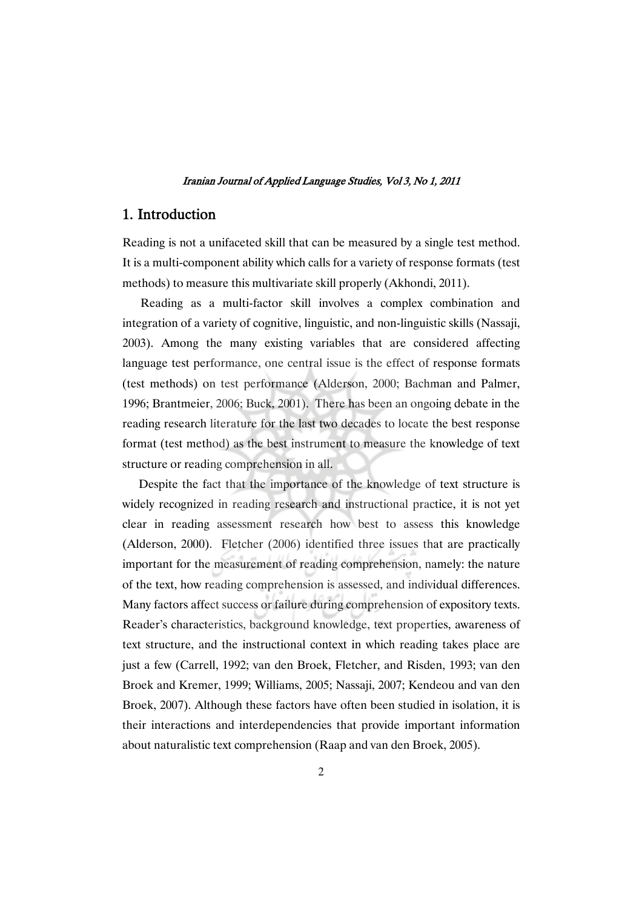## 1. Introduction

Reading is not a unifaceted skill that can be measured by a single test method. It is a multi-component ability which calls for a variety of response formats (test methods) to measure this multivariate skill properly (Akhondi, 2011).

Reading as a multi-factor skill involves a complex combination and integration of a variety of cognitive, linguistic, and non-linguistic skills (Nassaji, 2003). Among the many existing variables that are considered affecting language test performance, one central issue is the effect of response formats (test methods) on test performance (Alderson, 2000; Bachman and Palmer, 1996; Brantmeier, 2006; Buck, 2001). There has been an ongoing debate in the reading research literature for the last two decades to locate the best response format (test method) as the best instrument to measure the knowledge of text structure or reading comprehension in all.

Despite the fact that the importance of the knowledge of text structure is widely recognized in reading research and instructional practice, it is not yet clear in reading assessment research how best to assess this knowledge (Alderson, 2000). Fletcher (2006) identified three issues that are practically important for the measurement of reading comprehension, namely: the nature of the text, how reading comprehension is assessed, and individual differences. Many factors affect success or failure during comprehension of expository texts. Reader's characteristics, background knowledge, text properties, awareness of text structure, and the instructional context in which reading takes place are just a few (Carrell, 1992; van den Broek, Fletcher, and Risden, 1993; van den Broek and Kremer, 1999; Williams, 2005; Nassaji, 2007; Kendeou and van den Broek, 2007). Although these factors have often been studied in isolation, it is their interactions and interdependencies that provide important information about naturalistic text comprehension (Raap and van den Broek, 2005).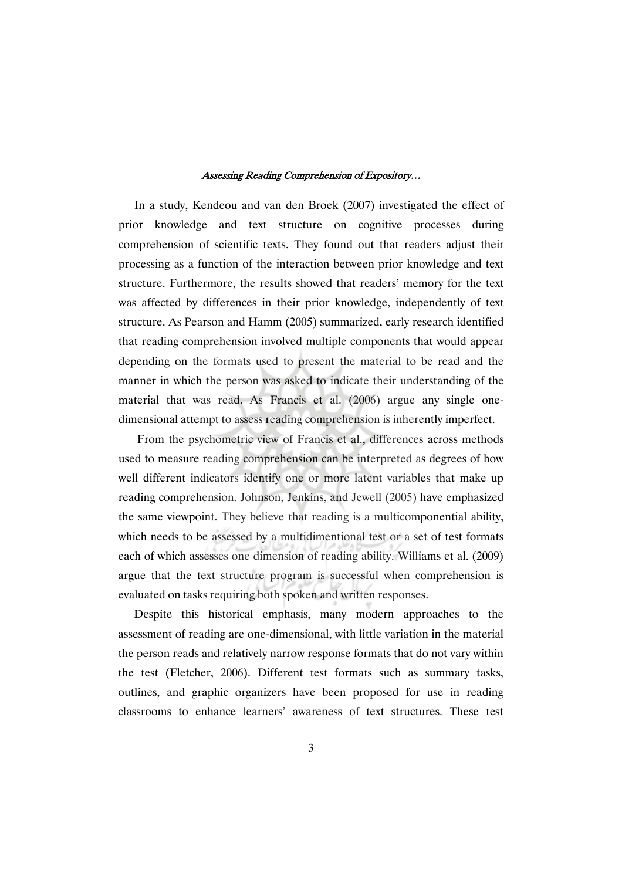In a study, Kendeou and van den Broek (2007) investigated the effect of prior knowledge and text structure on cognitive processes during comprehension of scientific texts. They found out that readers adjust their processing as a function of the interaction between prior knowledge and text structure. Furthermore, the results showed that readers' memory for the text was affected by differences in their prior knowledge, independently of text structure. As Pearson and Hamm (2005) summarized, early research identified that reading comprehension involved multiple components that would appear depending on the formats used to present the material to be read and the manner in which the person was asked to indicate their understanding of the material that was read. As Francis et al. (2006) argue any single one-dimensional attempt to assess reading comprehension is inherently imperfect.

From the psychometric view of Francis et al., differences across methods used to measure reading comprehension can be interpreted as degrees of how well different indicators identify one or more latent variables that make up reading comprehension. Johnson, Jenkins, and Jewell (2005) have emphasized the same viewpoint. They believe that reading is a multicomponential ability, which needs to be assessed by a multidimentional test or a set of test formats each of which assesses one dimension of reading ability. Williams et al. (2009) argue that the text structure program is successful when comprehension is evaluated on tasks requiring both spoken and written responses.

Despite this historical emphasis, many modern approaches to the assessment of reading are one-dimensional, with little variation in the material the person reads and relatively narrow response formats that do not vary within the test (Fletcher, 2006). Different test formats such as summary tasks, outlines, and graphic organizers have been proposed for use in reading classrooms to enhance learners' awareness of text structures. These test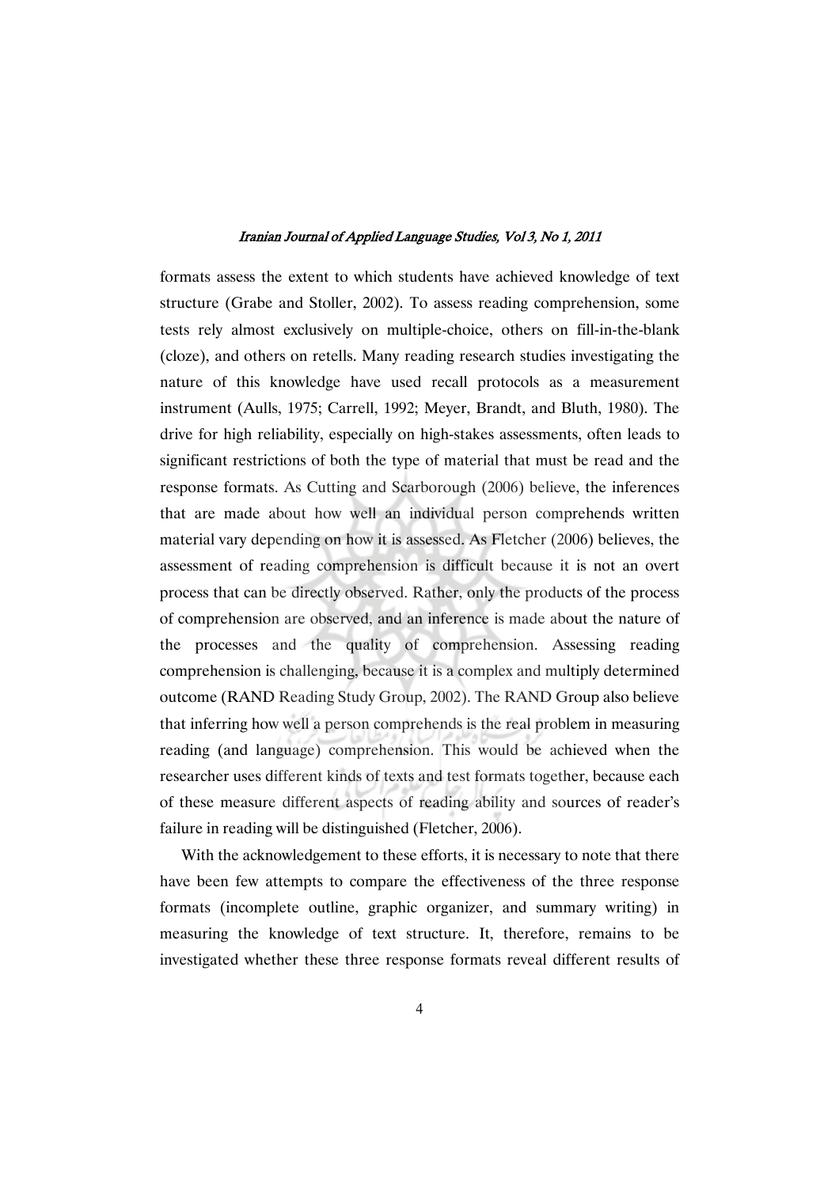formats assess the extent to which students have achieved knowledge of text structure (Grabe and Stoller, 2002). To assess reading comprehension, some tests rely almost exclusively on multiple-choice, others on fill-in-the-blank (cloze), and others on retells. Many reading research studies investigating the nature of this knowledge have used recall protocols as a measurement instrument (Aulls, 1975; Carrell, 1992; Meyer, Brandt, and Bluth, 1980). The drive for high reliability, especially on high-stakes assessments, often leads to significant restrictions of both the type of material that must be read and the response formats. As Cutting and Scarborough (2006) believe, the inferences that are made about how well an individual person comprehends written material vary depending on how it is assessed. As Fletcher (2006) believes, the assessment of reading comprehension is difficult because it is not an overt process that can be directly observed. Rather, only the products of the process of comprehension are observed, and an inference is made about the nature of the processes and the quality of comprehension. Assessing reading comprehension is challenging, because it is a complex and multiply determined outcome (RAND Reading Study Group, 2002). The RAND Group also believe that inferring how well a person comprehends is the real problem in measuring reading (and language) comprehension. This would be achieved when the researcher uses different kinds of texts and test formats together, because each of these measure different aspects of reading ability and sources of reader's failure in reading will be distinguished (Fletcher, 2006).

With the acknowledgement to these efforts, it is necessary to note that there have been few attempts to compare the effectiveness of the three response formats (incomplete outline, graphic organizer, and summary writing) in measuring the knowledge of text structure. It, therefore, remains to be investigated whether these three response formats reveal different results of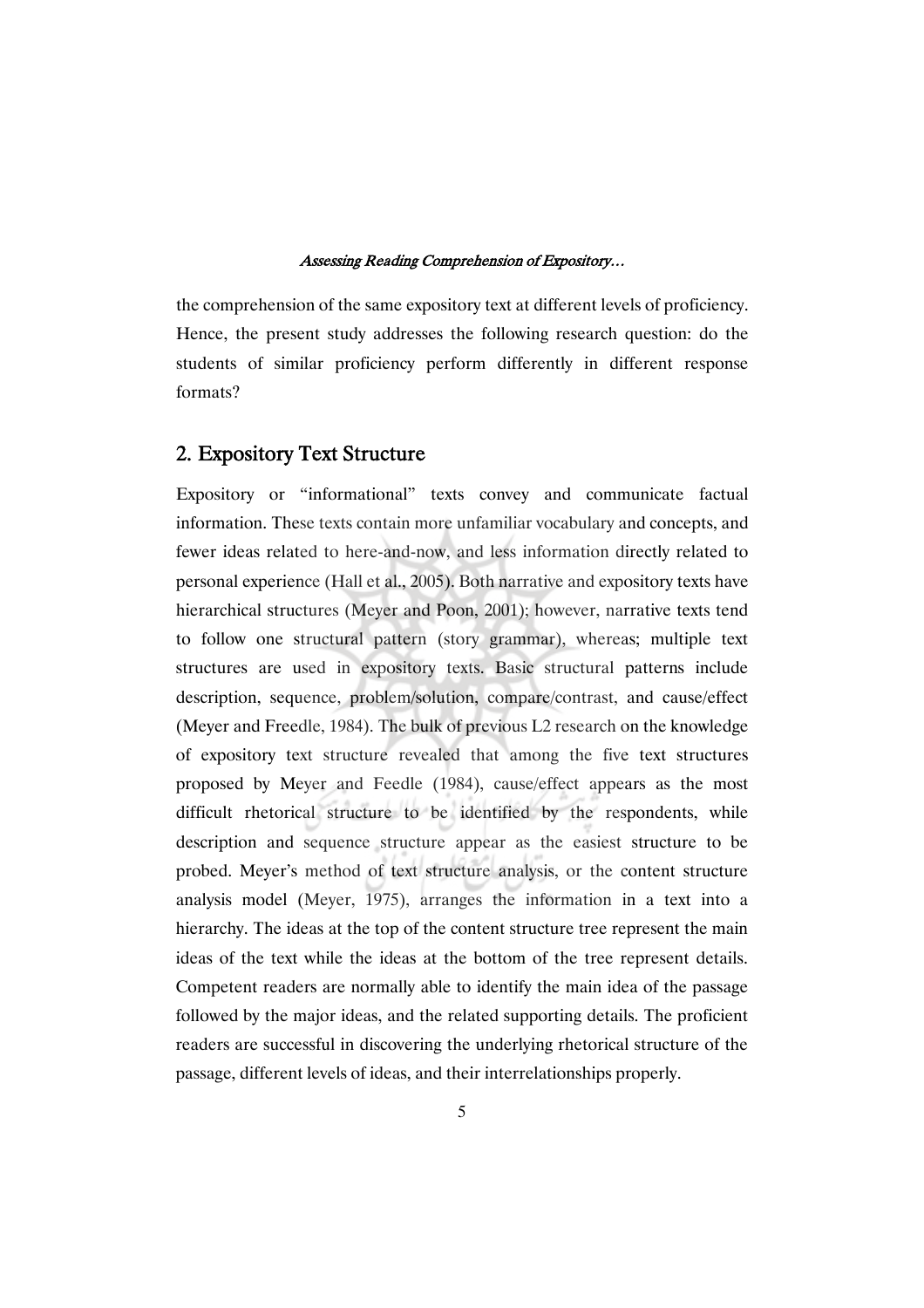the comprehension of the same expository text at different levels of proficiency. Hence, the present study addresses the following research question: do the students of similar proficiency perform differently in different response formats?

## 2. Expository Text Structure

Expository or "informational" texts convey and communicate factual information. These texts contain more unfamiliar vocabulary and concepts, and fewer ideas related to here-and-now, and less information directly related to personal experience (Hall et al., 2005). Both narrative and expository texts have hierarchical structures (Meyer and Poon, 2001); however, narrative texts tend to follow one structural pattern (story grammar), whereas; multiple text structures are used in expository texts. Basic structural patterns include description, sequence, problem/solution, compare/contrast, and cause/effect (Meyer and Freedle, 1984). The bulk of previous L2 research on the knowledge of expository text structure revealed that among the five text structures proposed by Meyer and Feedle (1984), cause/effect appears as the most difficult rhetorical structure to be identified by the respondents, while description and sequence structure appear as the easiest structure to be probed. Meyer's method of text structure analysis, or the content structure analysis model (Meyer, 1975), arranges the information in a text into a hierarchy. The ideas at the top of the content structure tree represent the main ideas of the text while the ideas at the bottom of the tree represent details. Competent readers are normally able to identify the main idea of the passage followed by the major ideas, and the related supporting details. The proficient readers are successful in discovering the underlying rhetorical structure of the passage, different levels of ideas, and their interrelationships properly.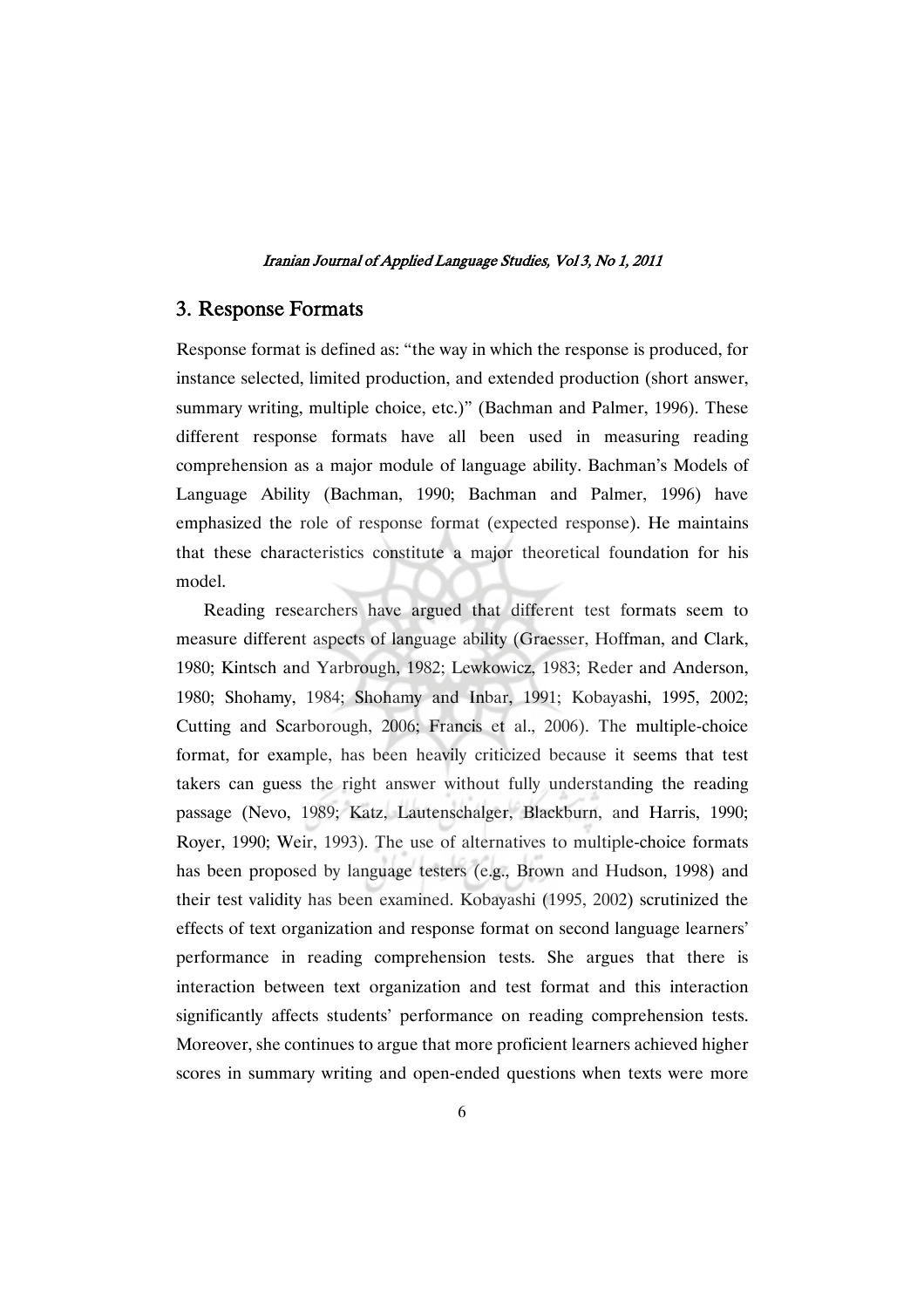## 3. Response Formats

Response format is defined as: "the way in which the response is produced, for instance selected, limited production, and extended production (short answer, summary writing, multiple choice, etc.)" (Bachman and Palmer, 1996). These different response formats have all been used in measuring reading comprehension as a major module of language ability. Bachman's Models of Language Ability (Bachman, 1990; Bachman and Palmer, 1996) have emphasized the role of response format (expected response). He maintains that these characteristics constitute a major theoretical foundation for his model.

Reading researchers have argued that different test formats seem to measure different aspects of language ability (Graesser, Hoffman, and Clark, 1980; Kintsch and Yarbrough, 1982; Lewkowicz, 1983; Reder and Anderson, 1980; Shohamy, 1984; Shohamy and Inbar, 1991; Kobayashi, 1995, 2002; Cutting and Scarborough, 2006; Francis et al., 2006). The multiple-choice format, for example, has been heavily criticized because it seems that test takers can guess the right answer without fully understanding the reading passage (Nevo, 1989; Katz, Lautenschalger, Blackburn, and Harris, 1990; Royer, 1990; Weir, 1993). The use of alternatives to multiple-choice formats has been proposed by language testers (e.g., Brown and Hudson, 1998) and their test validity has been examined. Kobayashi (1995, 2002) scrutinized the effects of text organization and response format on second language learners' performance in reading comprehension tests. She argues that there is interaction between text organization and test format and this interaction significantly affects students' performance on reading comprehension tests. Moreover, she continues to argue that more proficient learners achieved higher scores in summary writing and open-ended questions when texts were more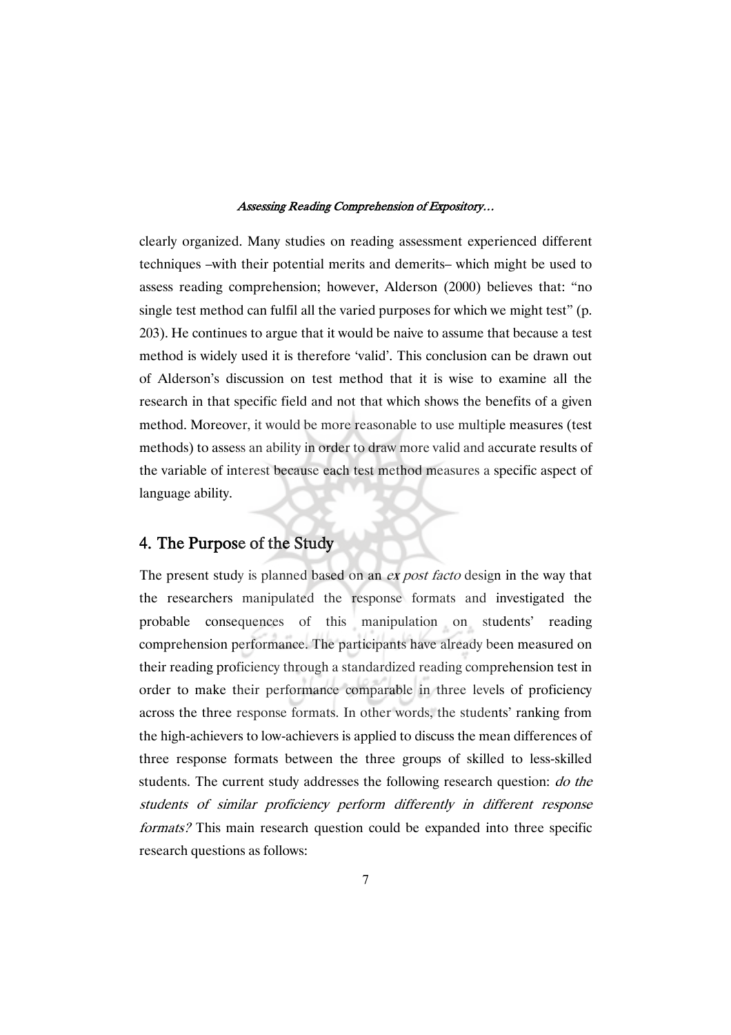clearly organized. Many studies on reading assessment experienced different techniques –with their potential merits and demerits– which might be used to assess reading comprehension; however, Alderson (2000) believes that: "no single test method can fulfil all the varied purposes for which we might test" (p. 203). He continues to argue that it would be naive to assume that because a test method is widely used it is therefore 'valid'. This conclusion can be drawn out of Alderson's discussion on test method that it is wise to examine all the research in that specific field and not that which shows the benefits of a given method. Moreover, it would be more reasonable to use multiple measures (test methods) to assess an ability in order to draw more valid and accurate results of the variable of interest because each test method measures a specific aspect of language ability.

## 4. The Purpose of the Study

The present study is planned based on an *ex post facto* design in the way that the researchers manipulated the response formats and investigated the probable consequences of this manipulation on students' reading comprehension performance. The participants have already been measured on their reading proficiency through a standardized reading comprehension test in order to make their performance comparable in three levels of proficiency across the three response formats. In other words, the students' ranking from the high-achievers to low-achievers is applied to discuss the mean differences of three response formats between the three groups of skilled to less-skilled students. The current study addresses the following research question: *do the students of similar proficiency perform differently in different response formats?* This main research question could be expanded into three specific research questions as follows: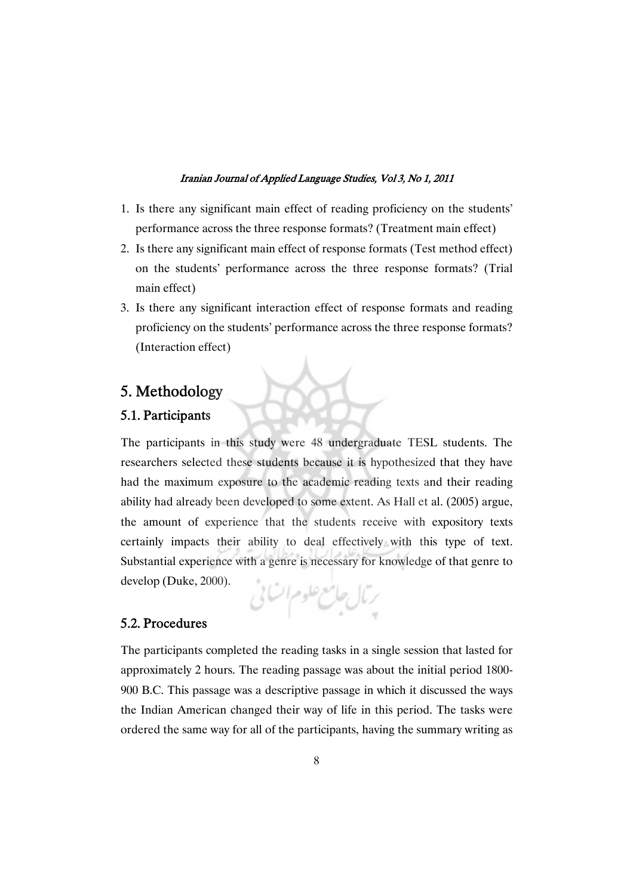1. Is there any significant main effect of reading proficiency on the students' performance across the three response formats? (Treatment main effect)
2. Is there any significant main effect of response formats (Test method effect) on the students' performance across the three response formats? (Trial main effect)
3. Is there any significant interaction effect of response formats and reading proficiency on the students' performance across the three response formats? (Interaction effect)

## 5. Methodology

### 5.1. Participants

The participants in this study were 48 undergraduate TESL students. The researchers selected these students because it is hypothesized that they have had the maximum exposure to the academic reading texts and their reading ability had already been developed to some extent. As Hall et al. (2005) argue, the amount of experience that the students receive with expository texts certainly impacts their ability to deal effectively with this type of text. Substantial experience with a genre is necessary for knowledge of that genre to develop (Duke, 2000).

### 5.2. Procedures

The participants completed the reading tasks in a single session that lasted for approximately 2 hours. The reading passage was about the initial period 1800-900 B.C. This passage was a descriptive passage in which it discussed the ways the Indian American changed their way of life in this period. The tasks were ordered the same way for all of the participants, having the summary writing as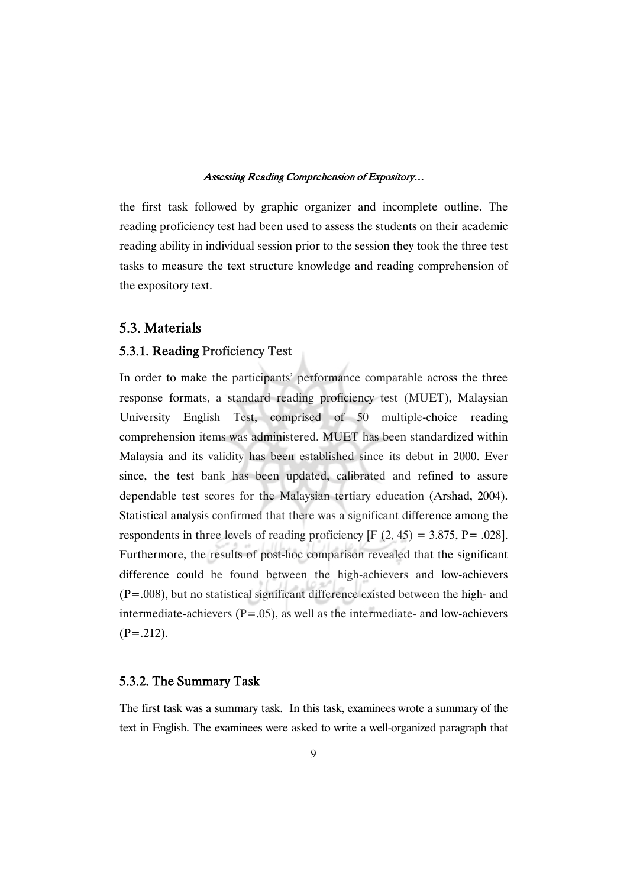the first task followed by graphic organizer and incomplete outline. The reading proficiency test had been used to assess the students on their academic reading ability in individual session prior to the session they took the three test tasks to measure the text structure knowledge and reading comprehension of the expository text.

## 5.3. Materials

### 5.3.1. Reading Proficiency Test

In order to make the participants' performance comparable across the three response formats, a standard reading proficiency test (MUET), Malaysian University English Test, comprised of 50 multiple-choice reading comprehension items was administered. MUET has been standardized within Malaysia and its validity has been established since its debut in 2000. Ever since, the test bank has been updated, calibrated and refined to assure dependable test scores for the Malaysian tertiary education (Arshad, 2004). Statistical analysis confirmed that there was a significant difference among the respondents in three levels of reading proficiency [$F(2, 45) = 3.875$, $P = .028$]. Furthermore, the results of post-hoc comparison revealed that the significant difference could be found between the high-achievers and low-achievers ($P=.008$), but no statistical significant difference existed between the high- and intermediate-achievers ($P=.05$), as well as the intermediate- and low-achievers ($P=.212$).

### 5.3.2. The Summary Task

The first task was a summary task. In this task, examinees wrote a summary of the text in English. The examinees were asked to write a well-organized paragraph that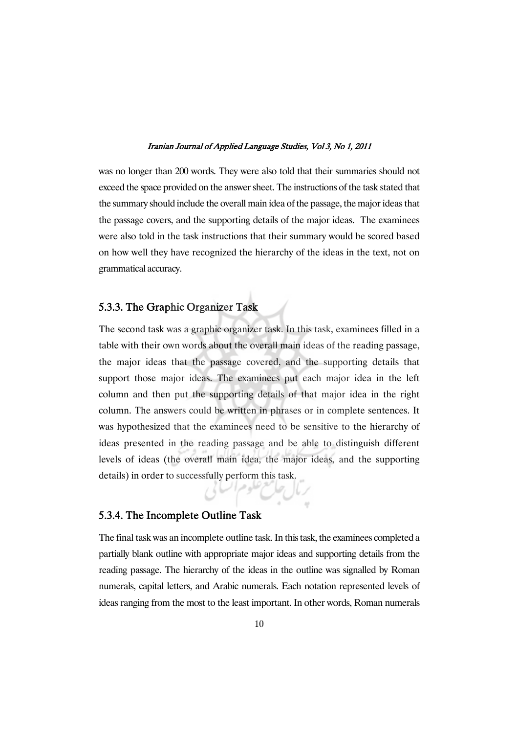was no longer than 200 words. They were also told that their summaries should not exceed the space provided on the answer sheet. The instructions of the task stated that the summary should include the overall main idea of the passage, the major ideas that the passage covers, and the supporting details of the major ideas. The examinees were also told in the task instructions that their summary would be scored based on how well they have recognized the hierarchy of the ideas in the text, not on grammatical accuracy.

### 5.3.3. The Graphic Organizer Task

The second task was a graphic organizer task. In this task, examinees filled in a table with their own words about the overall main ideas of the reading passage, the major ideas that the passage covered, and the supporting details that support those major ideas. The examinees put each major idea in the left column and then put the supporting details of that major idea in the right column. The answers could be written in phrases or in complete sentences. It was hypothesized that the examinees need to be sensitive to the hierarchy of ideas presented in the reading passage and be able to distinguish different levels of ideas (the overall main idea, the major ideas, and the supporting details) in order to successfully perform this task.

### 5.3.4. The Incomplete Outline Task

The final task was an incomplete outline task. In this task, the examinees completed a partially blank outline with appropriate major ideas and supporting details from the reading passage. The hierarchy of the ideas in the outline was signalled by Roman numerals, capital letters, and Arabic numerals. Each notation represented levels of ideas ranging from the most to the least important. In other words, Roman numerals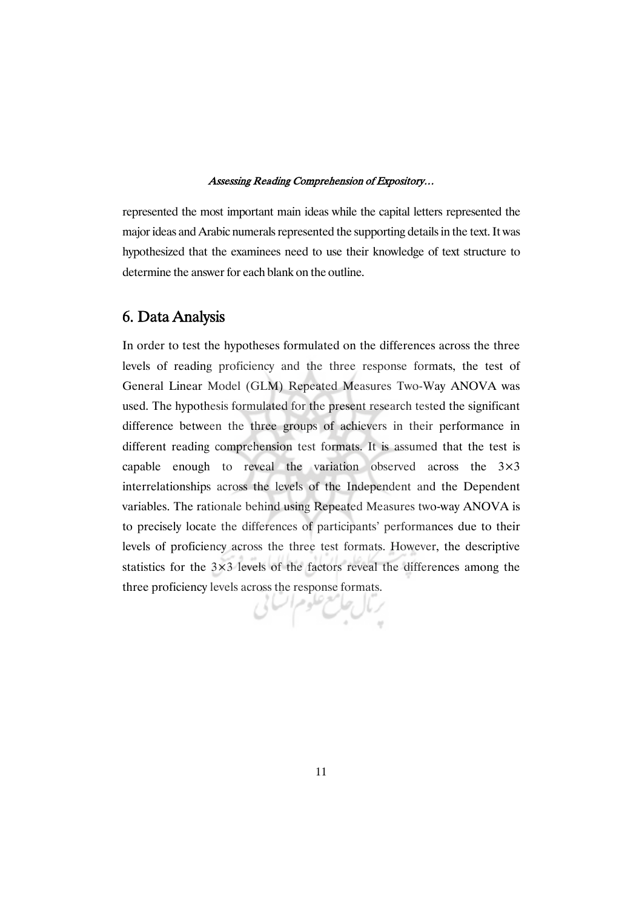represented the most important main ideas while the capital letters represented the major ideas and Arabic numerals represented the supporting details in the text. It was hypothesized that the examinees need to use their knowledge of text structure to determine the answer for each blank on the outline.

## 6. Data Analysis

In order to test the hypotheses formulated on the differences across the three levels of reading proficiency and the three response formats, the test of General Linear Model (GLM) Repeated Measures Two-Way ANOVA was used. The hypothesis formulated for the present research tested the significant difference between the three groups of achievers in their performance in different reading comprehension test formats. It is assumed that the test is capable enough to reveal the variation observed across the $3 \times 3$ interrelationships across the levels of the Independent and the Dependent variables. The rationale behind using Repeated Measures two-way ANOVA is to precisely locate the differences of participants' performances due to their levels of proficiency across the three test formats. However, the descriptive statistics for the $3 \times 3$ levels of the factors reveal the differences among the three proficiency levels across the response formats.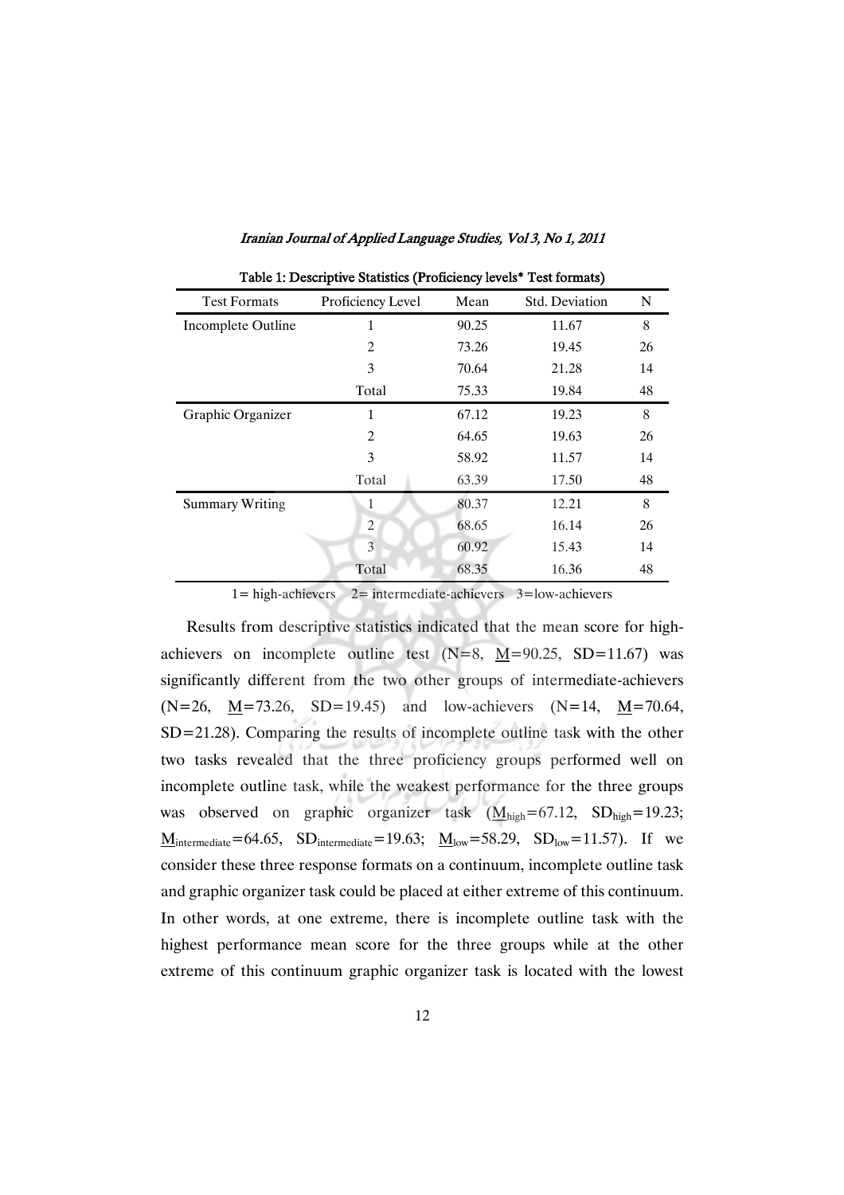Table 1: Descriptive Statistics (Proficiency levels* Test formats)

| Test Formats | Proficiency Level | Mean | Std. Deviation | N |
|---|---|---|---|---|
| Incomplete Outline | 1 | 90.25 | 11.67 | 8 |
| | 2 | 73.26 | 19.45 | 26 |
| | 3 | 70.64 | 21.28 | 14 |
| | Total | 75.33 | 19.84 | 48 |
| Graphic Organizer | 1 | 67.12 | 19.23 | 8 |
| | 2 | 64.65 | 19.63 | 26 |
| | 3 | 58.92 | 11.57 | 14 |
| | Total | 63.39 | 17.50 | 48 |
| Summary Writing | 1 | 80.37 | 12.21 | 8 |
| | 2 | 68.65 | 16.14 | 26 |
| | 3 | 60.92 | 15.43 | 14 |
| | Total | 68.35 | 16.36 | 48 |

1= high-achievers 2= intermediate-achievers 3=low-achievers

Results from descriptive statistics indicated that the mean score for high-achievers on incomplete outline test (N=8, $\underline{M}$=90.25, SD=11.67) was significantly different from the two other groups of intermediate-achievers (N=26, $\underline{M}$=73.26, SD=19.45) and low-achievers (N=14, $\underline{M}$=70.64, SD=21.28). Comparing the results of incomplete outline task with the other two tasks revealed that the three proficiency groups performed well on incomplete outline task, while the weakest performance for the three groups was observed on graphic organizer task ($\underline{M}_{high}$=67.12, $SD_{high}$=19.23; $\underline{M}_{intermediate}$=64.65, $SD_{intermediate}$=19.63; $\underline{M}_{low}$=58.29, $SD_{low}$=11.57). If we consider these three response formats on a continuum, incomplete outline task and graphic organizer task could be placed at either extreme of this continuum. In other words, at one extreme, there is incomplete outline task with the highest performance mean score for the three groups while at the other extreme of this continuum graphic organizer task is located with the lowest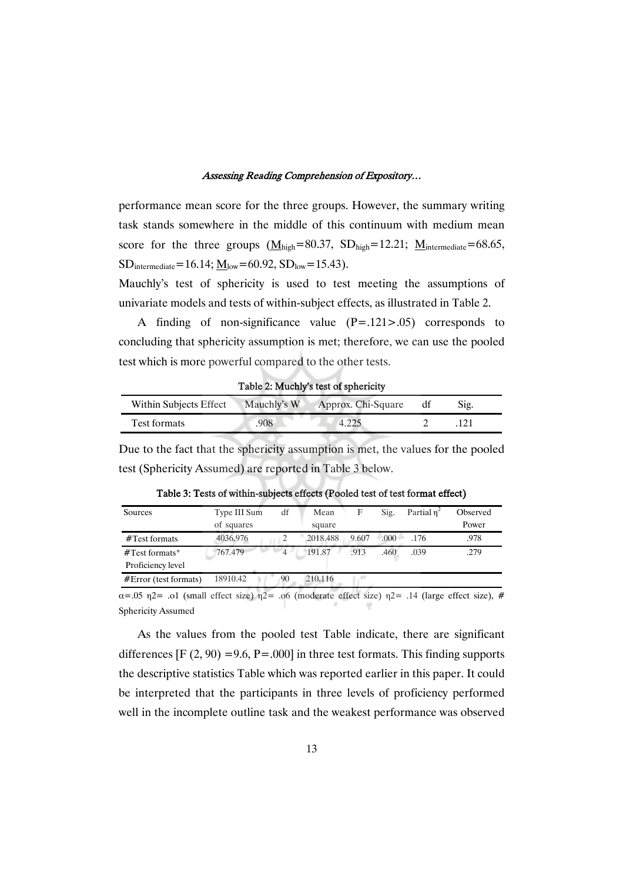performance mean score for the three groups. However, the summary writing task stands somewhere in the middle of this continuum with medium mean score for the three groups ($\underline{M}_{high}$=80.37, $SD_{high}$=12.21; $\underline{M}_{intermediate}$=68.65, $SD_{intermediate}$=16.14; $\underline{M}_{low}$=60.92, $SD_{low}$=15.43).

Mauchly's test of sphericity is used to test meeting the assumptions of univariate models and tests of within-subject effects, as illustrated in Table 2.

A finding of non-significance value (P=.121>.05) corresponds to concluding that sphericity assumption is met; therefore, we can use the pooled test which is more powerful compared to the other tests.

**Table 2: Muchly's test of sphericity**

| Within Subjects Effect | Mauchly's W | Approx. Chi-Square | df | Sig. |
|---|---|---|---|---|
| Test formats | .908 | 4.225 | 2 | .121 |

Due to the fact that the sphericity assumption is met, the values for the pooled test (Sphericity Assumed) are reported in Table 3 below.

**Table 3: Tests of within-subjects effects (Pooled test of test format effect)**

| Sources | Type III Sum of squares | df | Mean square | F | Sig. | Partial $\eta^2$ | Observed Power |
|---|---|---|---|---|---|---|---|
| #Test formats | 4036.976 | 2 | 2018.488 | 9.607 | .000 | .176 | .978 |
| #Test formats* Proficiency level | 767.479 | 4 | 191.87 | .913 | .460 | .039 | .279 |
| #Error (test formats) | 18910.42 | 90 | 210.116 | | | | |

$\alpha$=.05 $\eta$2= .o1 (small effect size) $\eta$2= .o6 (moderate effect size) $\eta$2= .14 (large effect size), # Sphericity Assumed

As the values from the pooled test Table indicate, there are significant differences [F (2, 90) =9.6, P=.000] in three test formats. This finding supports the descriptive statistics Table which was reported earlier in this paper. It could be interpreted that the participants in three levels of proficiency performed well in the incomplete outline task and the weakest performance was observed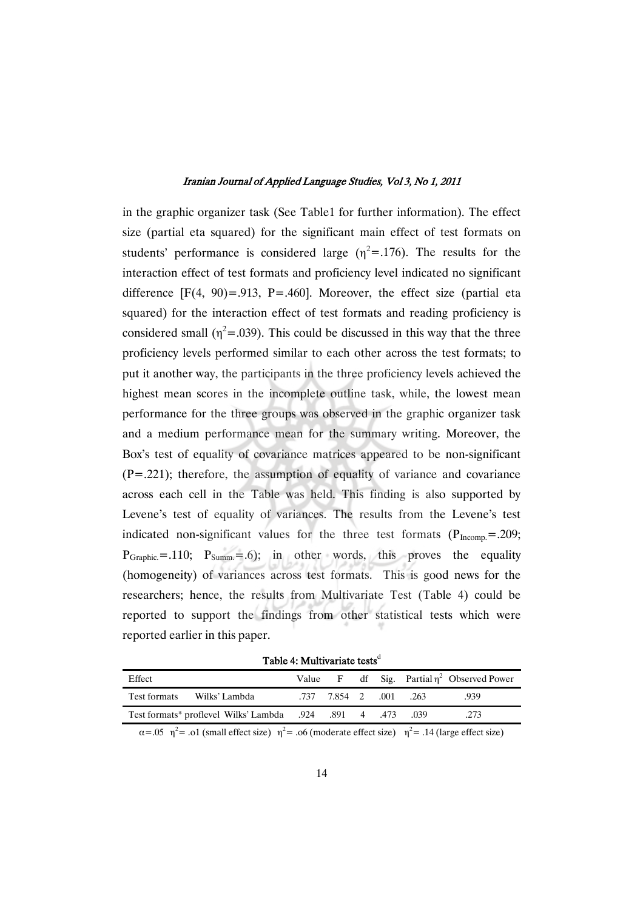in the graphic organizer task (See Table1 for further information). The effect size (partial eta squared) for the significant main effect of test formats on students' performance is considered large ($\eta^2$=.176). The results for the interaction effect of test formats and proficiency level indicated no significant difference [F(4, 90)=.913, P=.460]. Moreover, the effect size (partial eta squared) for the interaction effect of test formats and reading proficiency is considered small ($\eta^2$=.039). This could be discussed in this way that the three proficiency levels performed similar to each other across the test formats; to put it another way, the participants in the three proficiency levels achieved the highest mean scores in the incomplete outline task, while, the lowest mean performance for the three groups was observed in the graphic organizer task and a medium performance mean for the summary writing. Moreover, the Box's test of equality of covariance matrices appeared to be non-significant (P=.221); therefore, the assumption of equality of variance and covariance across each cell in the Table was held. This finding is also supported by Levene's test of equality of variances. The results from the Levene's test indicated non-significant values for the three test formats ($P_{Incomp.}$=.209; $P_{Graphic.}$=.110; $P_{Summ.}$=.6); in other words, this proves the equality (homogeneity) of variances across test formats. This is good news for the researchers; hence, the results from Multivariate Test (Table 4) could be reported to support the findings from other statistical tests which were reported earlier in this paper.

**Table 4: Multivariate tests[d]**

| Effect | | Value | F | df | Sig. | Partial $\eta^2$ | Observed Power |
|---|---|---|---|---|---|---|---|
| Test formats | Wilks' Lambda | .737 | 7.854 | 2 | .001 | .263 | .939 |
| Test formats* proflevel | Wilks' Lambda | .924 | .891 | 4 | .473 | .039 | .273 |

$\alpha$=.05 $\eta^2$= .o1 (small effect size) $\eta^2$= .o6 (moderate effect size) $\eta^2$= .14 (large effect size)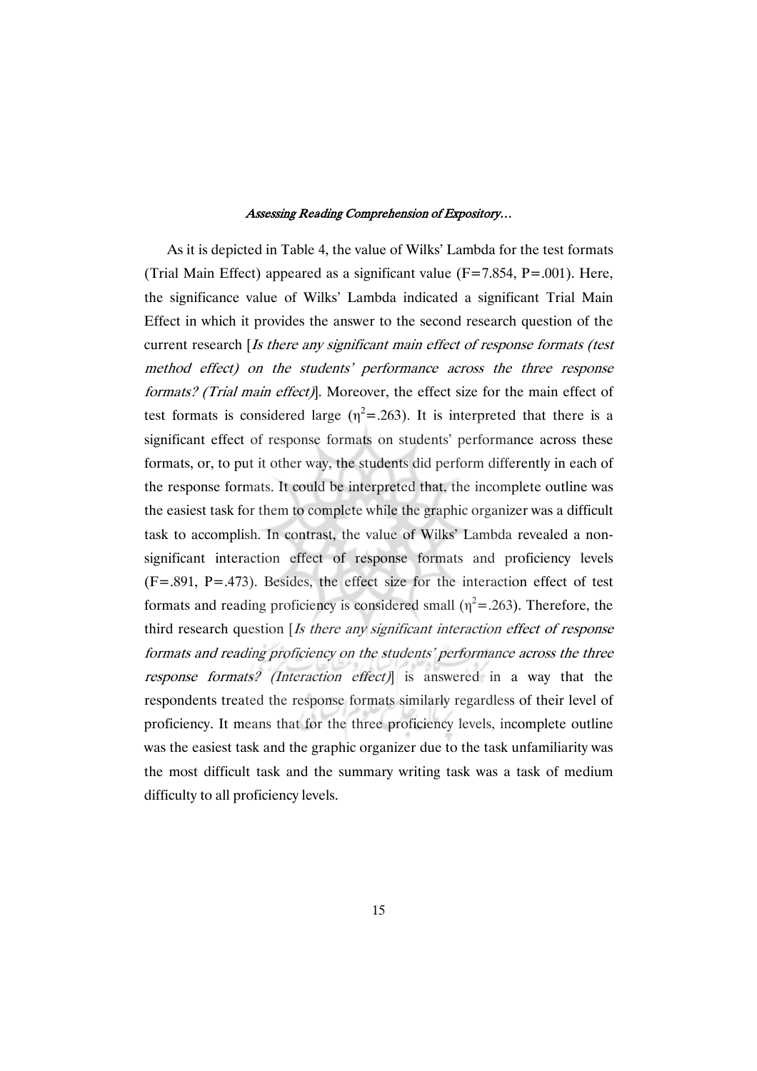As it is depicted in Table 4, the value of Wilks' Lambda for the test formats (Trial Main Effect) appeared as a significant value (F=7.854, P=.001). Here, the significance value of Wilks' Lambda indicated a significant Trial Main Effect in which it provides the answer to the second research question of the current research [*Is there any significant main effect of response formats (test method effect) on the students' performance across the three response formats? (Trial main effect)*]. Moreover, the effect size for the main effect of test formats is considered large ($\eta^2$=.263). It is interpreted that there is a significant effect of response formats on students' performance across these formats, or, to put it other way, the students did perform differently in each of the response formats. It could be interpreted that, the incomplete outline was the easiest task for them to complete while the graphic organizer was a difficult task to accomplish. In contrast, the value of Wilks' Lambda revealed a non-significant interaction effect of response formats and proficiency levels (F=.891, P=.473). Besides, the effect size for the interaction effect of test formats and reading proficiency is considered small ($\eta^2$=.263). Therefore, the third research question [*Is there any significant interaction effect of response formats and reading proficiency on the students' performance across the three response formats? (Interaction effect)*] is answered in a way that the respondents treated the response formats similarly regardless of their level of proficiency. It means that for the three proficiency levels, incomplete outline was the easiest task and the graphic organizer due to the task unfamiliarity was the most difficult task and the summary writing task was a task of medium difficulty to all proficiency levels.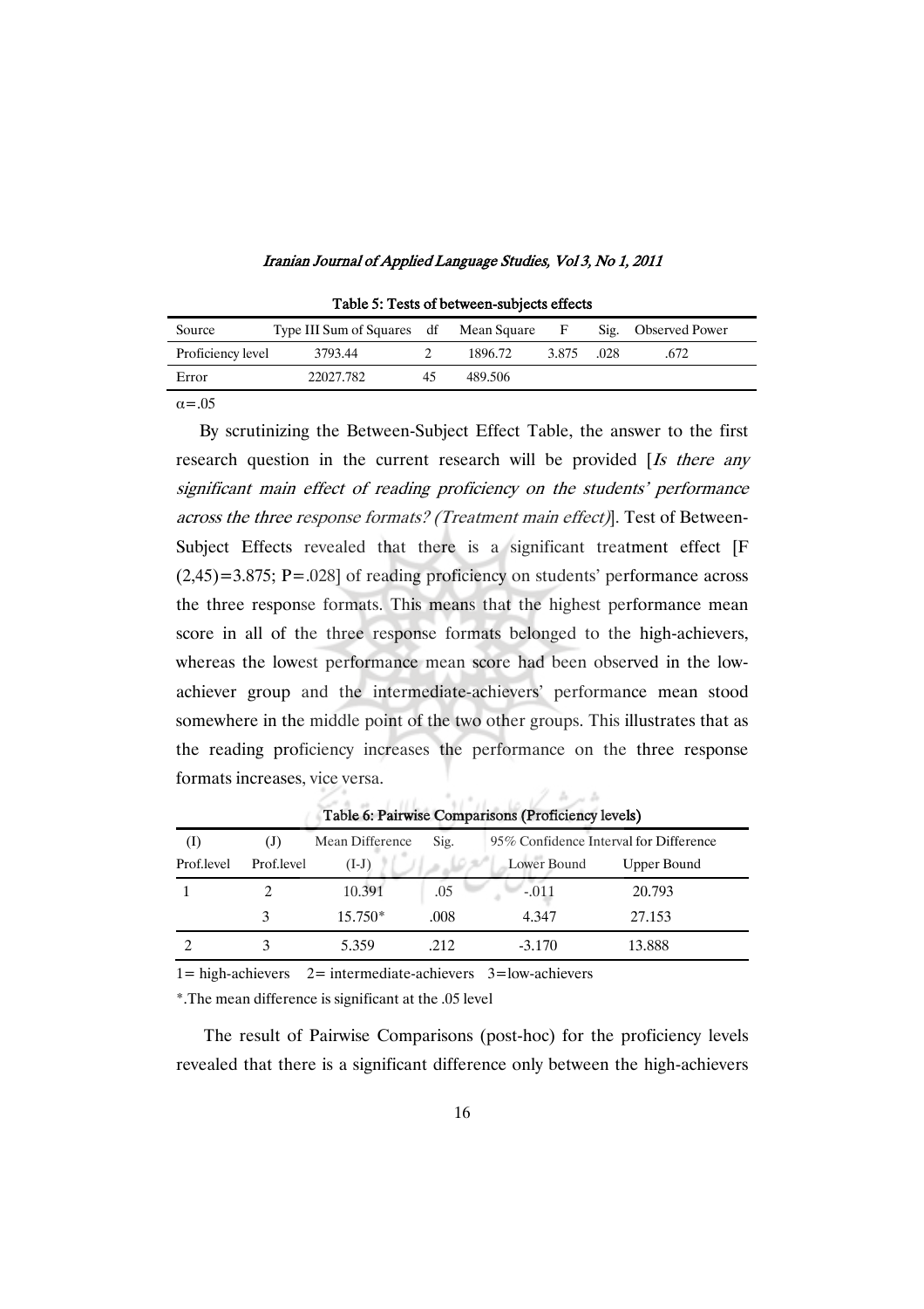**Table 5: Tests of between-subjects effects**

| Source | Type III Sum of Squares | df | Mean Square | F | Sig. | Observed Power |
|---|---|---|---|---|---|---|
| Proficiency level | 3793.44 | 2 | 1896.72 | 3.875 | .028 | .672 |
| Error | 22027.782 | 45 | 489.506 | | | |

$\alpha$=.05

By scrutinizing the Between-Subject Effect Table, the answer to the first research question in the current research will be provided [*Is there any significant main effect of reading proficiency on the students' performance across the three response formats? (Treatment main effect)*]. Test of Between-Subject Effects revealed that there is a significant treatment effect [$F(2,45)=3.875$; $P=.028$] of reading proficiency on students' performance across the three response formats. This means that the highest performance mean score in all of the three response formats belonged to the high-achievers, whereas the lowest performance mean score had been observed in the low-achiever group and the intermediate-achievers' performance mean stood somewhere in the middle point of the two other groups. This illustrates that as the reading proficiency increases the performance on the three response formats increases, vice versa.

**Table 6: Pairwise Comparisons (Proficiency levels)**

| (I) Prof.level | (J) Prof.level | Mean Difference (I-J) | Sig. | 95% Confidence Interval for Difference Lower Bound | Upper Bound |
|---|---|---|---|---|---|
| 1 | 2 | 10.391 | .05 | -.011 | 20.793 |
| | 3 | 15.750* | .008 | 4.347 | 27.153 |
| 2 | 3 | 5.359 | .212 | -3.170 | 13.888 |

1= high-achievers 2= intermediate-achievers 3=low-achievers

*.The mean difference is significant at the .05 level

The result of Pairwise Comparisons (post-hoc) for the proficiency levels revealed that there is a significant difference only between the high-achievers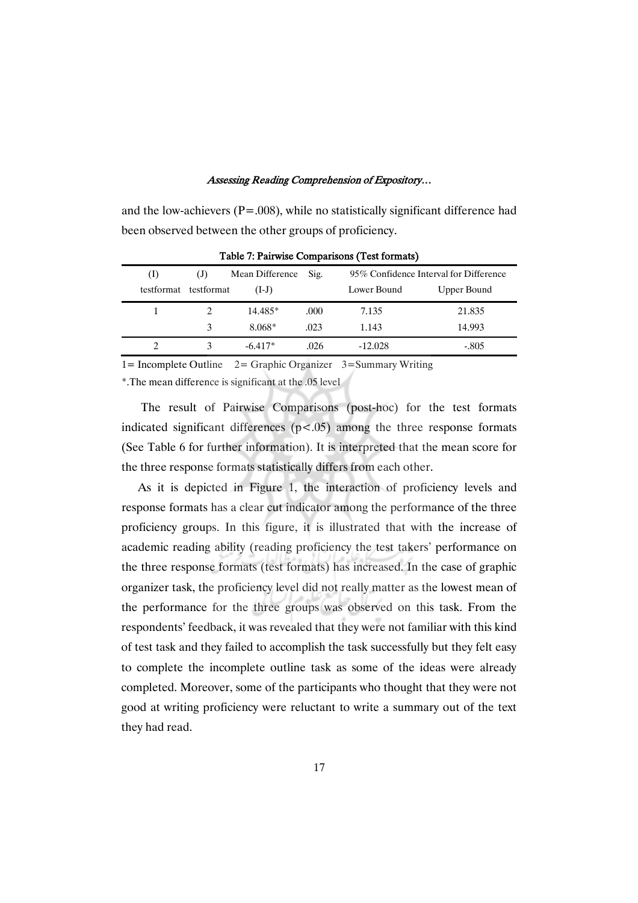and the low-achievers (P=.008), while no statistically significant difference had been observed between the other groups of proficiency.

**Table 7: Pairwise Comparisons (Test formats)**

| (I) testformat | (J) testformat | Mean Difference (I-J) | Sig. | 95% Confidence Interval for Difference Lower Bound | Upper Bound |
|---|---|---|---|---|---|
| 1 | 2 | 14.485* | .000 | 7.135 | 21.835 |
| | 3 | 8.068* | .023 | 1.143 | 14.993 |
| 2 | 3 | -6.417* | .026 | -12.028 | -.805 |

1= Incomplete Outline  2= Graphic Organizer  3=Summary Writing

*.The mean difference is significant at the .05 level

The result of Pairwise Comparisons (post-hoc) for the test formats indicated significant differences ($p<.05$) among the three response formats (See Table 6 for further information). It is interpreted that the mean score for the three response formats statistically differs from each other.

As it is depicted in Figure 1, the interaction of proficiency levels and response formats has a clear cut indicator among the performance of the three proficiency groups. In this figure, it is illustrated that with the increase of academic reading ability (reading proficiency the test takers' performance on the three response formats (test formats) has increased. In the case of graphic organizer task, the proficiency level did not really matter as the lowest mean of the performance for the three groups was observed on this task. From the respondents' feedback, it was revealed that they were not familiar with this kind of test task and they failed to accomplish the task successfully but they felt easy to complete the incomplete outline task as some of the ideas were already completed. Moreover, some of the participants who thought that they were not good at writing proficiency were reluctant to write a summary out of the text they had read.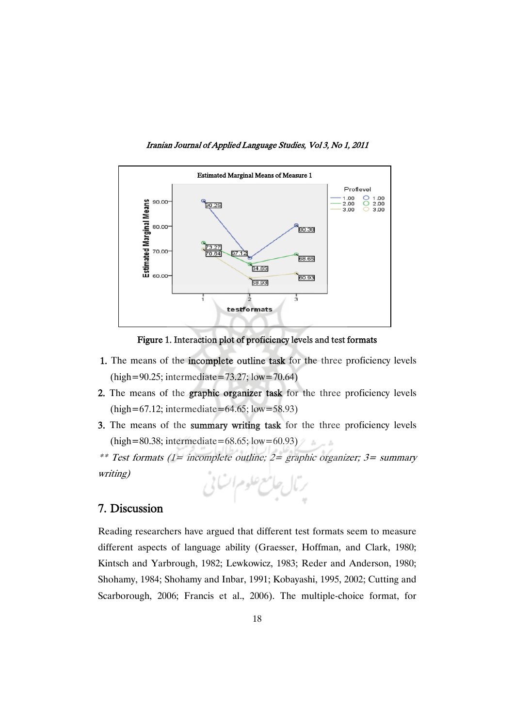Figure 1. Interaction plot of proficiency levels and test formats

1. The means of the **incomplete outline task** for the three proficiency levels (high=90.25; intermediate=73.27; low=70.64)
2. The means of the **graphic organizer task** for the three proficiency levels (high=67.12; intermediate=64.65; low=58.93)
3. The means of the **summary writing task** for the three proficiency levels (high=80.38; intermediate=68.65; low=60.93)

*\*\* Test formats (1= incomplete outline; 2= graphic organizer; 3= summary writing)*

## 7. Discussion

Reading researchers have argued that different test formats seem to measure different aspects of language ability (Graesser, Hoffman, and Clark, 1980; Kintsch and Yarbrough, 1982; Lewkowicz, 1983; Reder and Anderson, 1980; Shohamy, 1984; Shohamy and Inbar, 1991; Kobayashi, 1995, 2002; Cutting and Scarborough, 2006; Francis et al., 2006). The multiple-choice format, for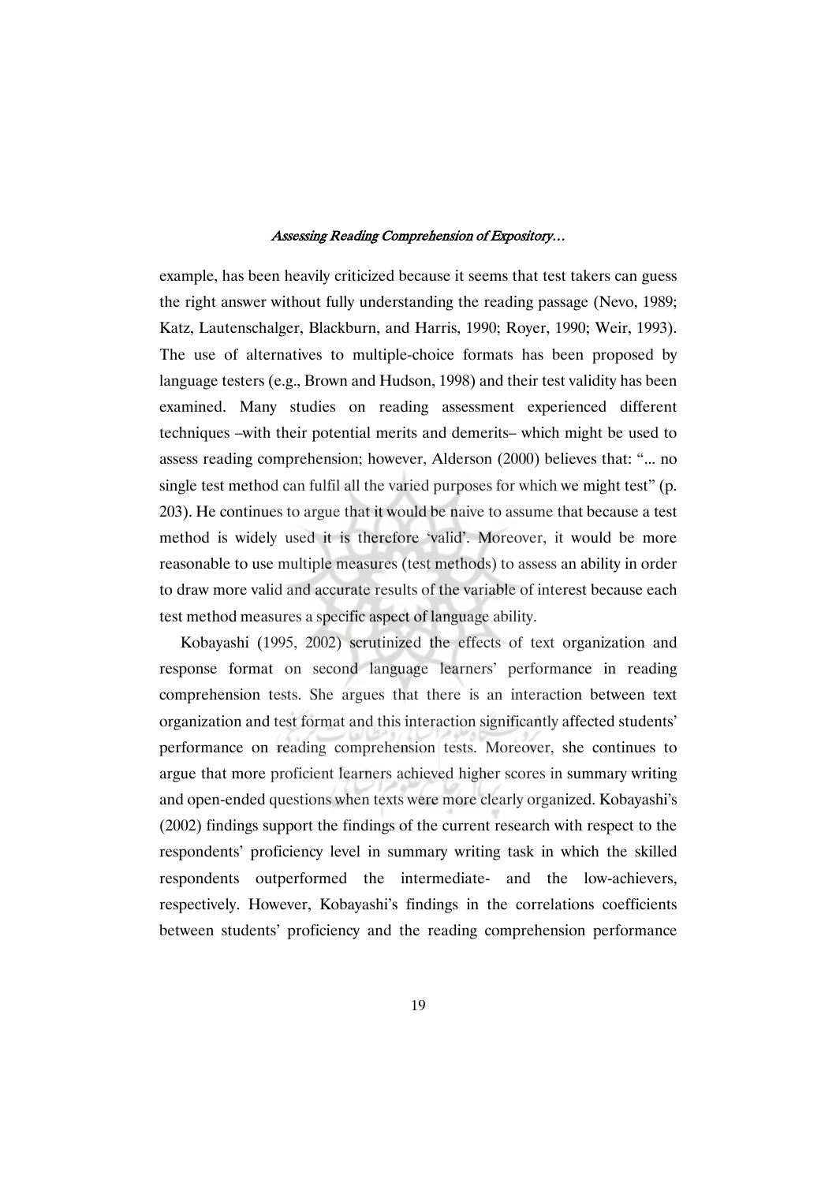example, has been heavily criticized because it seems that test takers can guess the right answer without fully understanding the reading passage (Nevo, 1989; Katz, Lautenschalger, Blackburn, and Harris, 1990; Royer, 1990; Weir, 1993). The use of alternatives to multiple-choice formats has been proposed by language testers (e.g., Brown and Hudson, 1998) and their test validity has been examined. Many studies on reading assessment experienced different techniques –with their potential merits and demerits– which might be used to assess reading comprehension; however, Alderson (2000) believes that: "... no single test method can fulfil all the varied purposes for which we might test" (p. 203). He continues to argue that it would be naive to assume that because a test method is widely used it is therefore 'valid'. Moreover, it would be more reasonable to use multiple measures (test methods) to assess an ability in order to draw more valid and accurate results of the variable of interest because each test method measures a specific aspect of language ability.

Kobayashi (1995, 2002) scrutinized the effects of text organization and response format on second language learners' performance in reading comprehension tests. She argues that there is an interaction between text organization and test format and this interaction significantly affected students' performance on reading comprehension tests. Moreover, she continues to argue that more proficient learners achieved higher scores in summary writing and open-ended questions when texts were more clearly organized. Kobayashi's (2002) findings support the findings of the current research with respect to the respondents' proficiency level in summary writing task in which the skilled respondents outperformed the intermediate- and the low-achievers, respectively. However, Kobayashi's findings in the correlations coefficients between students' proficiency and the reading comprehension performance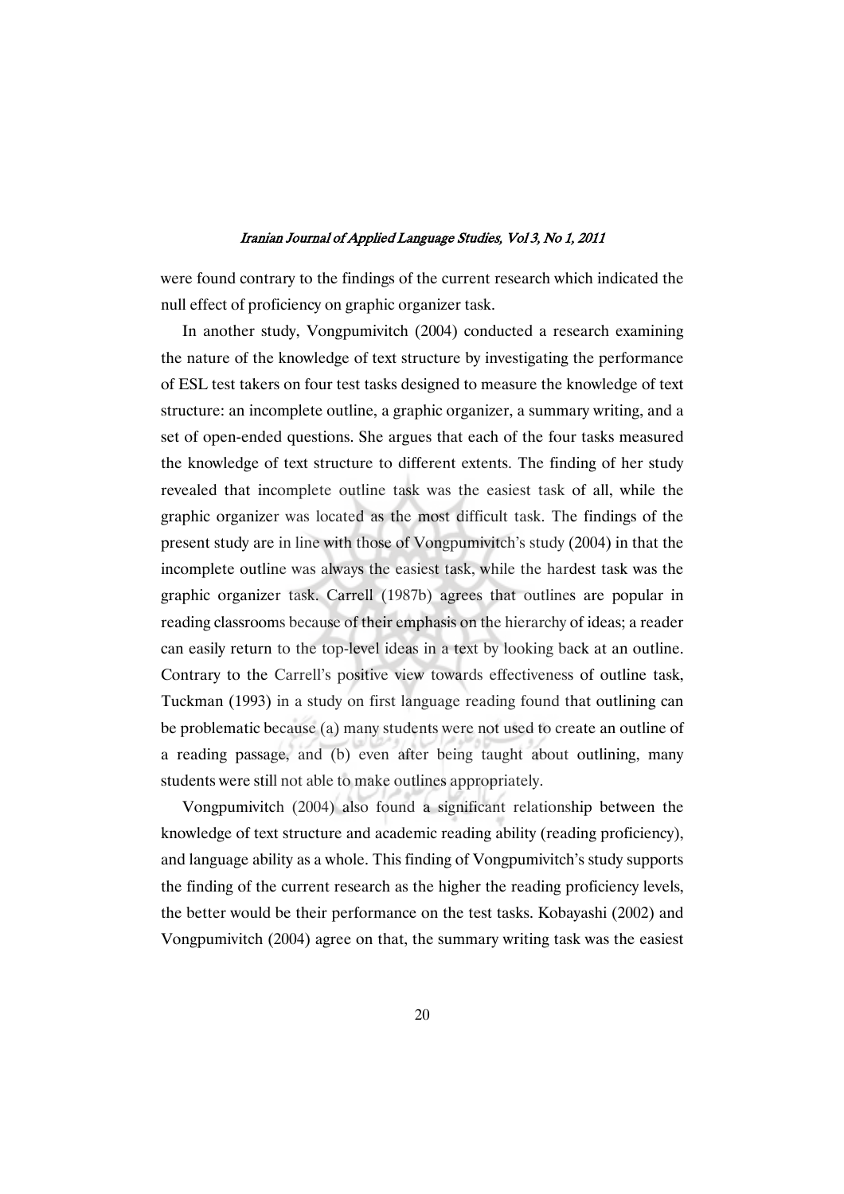were found contrary to the findings of the current research which indicated the null effect of proficiency on graphic organizer task.

In another study, Vongpumivitch (2004) conducted a research examining the nature of the knowledge of text structure by investigating the performance of ESL test takers on four test tasks designed to measure the knowledge of text structure: an incomplete outline, a graphic organizer, a summary writing, and a set of open-ended questions. She argues that each of the four tasks measured the knowledge of text structure to different extents. The finding of her study revealed that incomplete outline task was the easiest task of all, while the graphic organizer was located as the most difficult task. The findings of the present study are in line with those of Vongpumivitch's study (2004) in that the incomplete outline was always the easiest task, while the hardest task was the graphic organizer task. Carrell (1987b) agrees that outlines are popular in reading classrooms because of their emphasis on the hierarchy of ideas; a reader can easily return to the top-level ideas in a text by looking back at an outline. Contrary to the Carrell's positive view towards effectiveness of outline task, Tuckman (1993) in a study on first language reading found that outlining can be problematic because (a) many students were not used to create an outline of a reading passage, and (b) even after being taught about outlining, many students were still not able to make outlines appropriately.

Vongpumivitch (2004) also found a significant relationship between the knowledge of text structure and academic reading ability (reading proficiency), and language ability as a whole. This finding of Vongpumivitch's study supports the finding of the current research as the higher the reading proficiency levels, the better would be their performance on the test tasks. Kobayashi (2002) and Vongpumivitch (2004) agree on that, the summary writing task was the easiest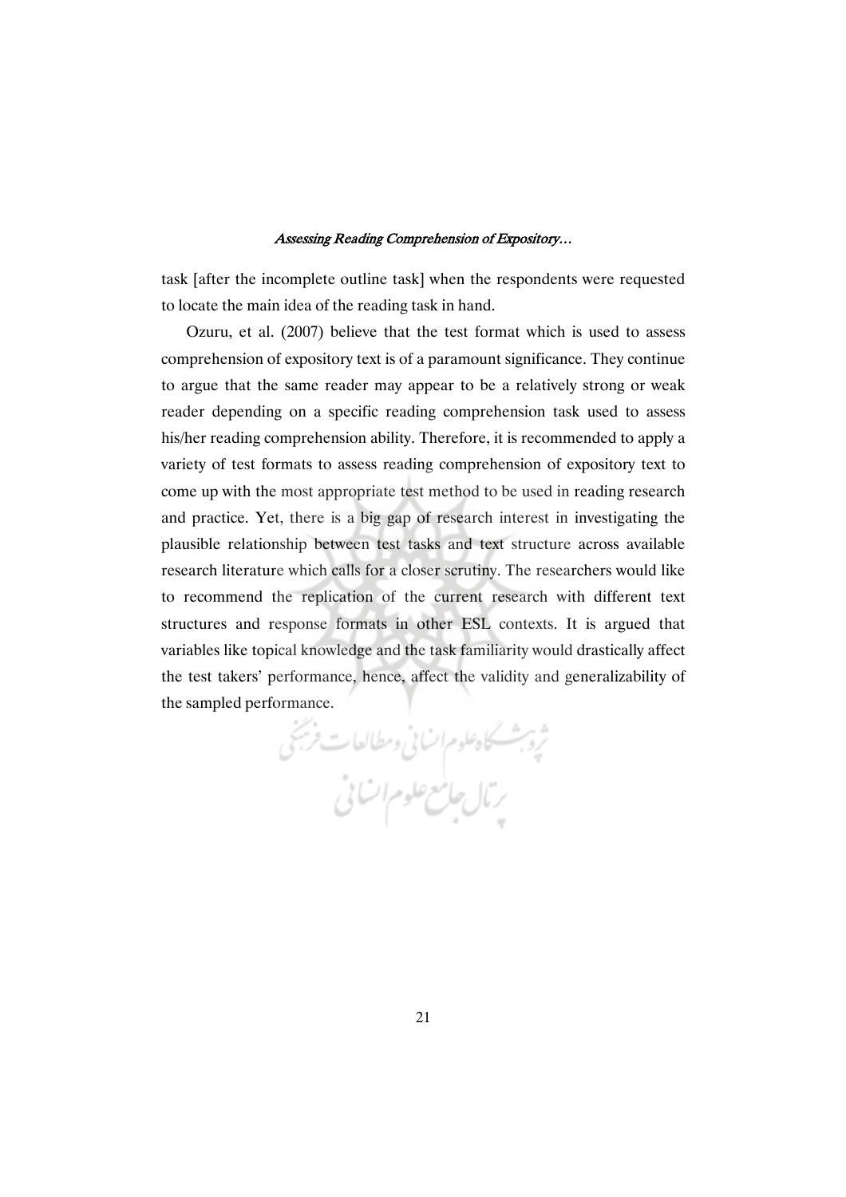task [after the incomplete outline task] when the respondents were requested to locate the main idea of the reading task in hand.

Ozuru, et al. (2007) believe that the test format which is used to assess comprehension of expository text is of a paramount significance. They continue to argue that the same reader may appear to be a relatively strong or weak reader depending on a specific reading comprehension task used to assess his/her reading comprehension ability. Therefore, it is recommended to apply a variety of test formats to assess reading comprehension of expository text to come up with the most appropriate test method to be used in reading research and practice. Yet, there is a big gap of research interest in investigating the plausible relationship between test tasks and text structure across available research literature which calls for a closer scrutiny. The researchers would like to recommend the replication of the current research with different text structures and response formats in other ESL contexts. It is argued that variables like topical knowledge and the task familiarity would drastically affect the test takers' performance, hence, affect the validity and generalizability of the sampled performance.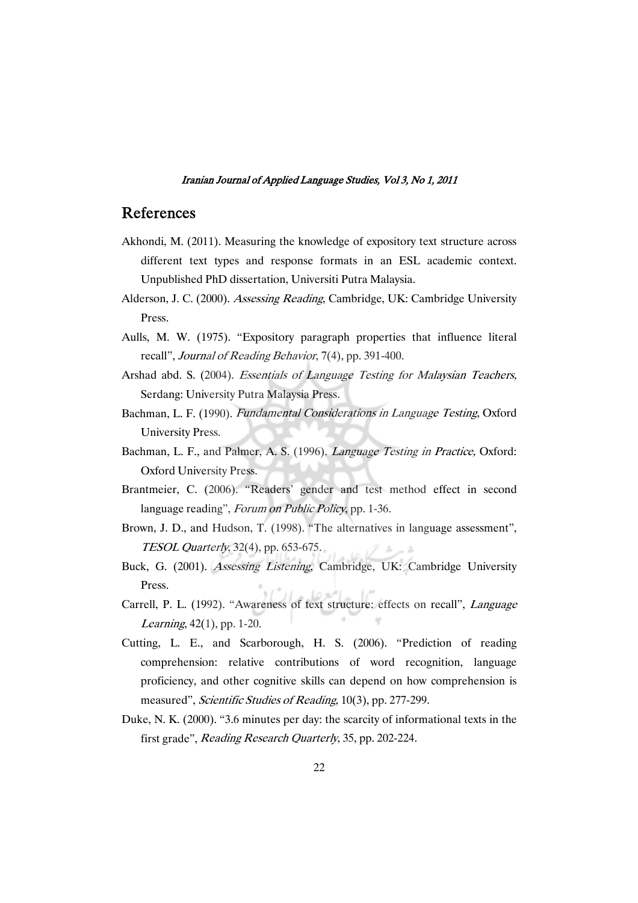## References

Akhondi, M. (2011). Measuring the knowledge of expository text structure across different text types and response formats in an ESL academic context. Unpublished PhD dissertation, Universiti Putra Malaysia.

Alderson, J. C. (2000). *Assessing Reading*, Cambridge, UK: Cambridge University Press.

Aulls, M. W. (1975). "Expository paragraph properties that influence literal recall", *Journal of Reading Behavior*, 7(4), pp. 391-400.

Arshad abd. S. (2004). *Essentials of Language Testing for Malaysian Teachers,* Serdang: University Putra Malaysia Press.

Bachman, L. F. (1990). *Fundamental Considerations in Language Testing*, Oxford University Press.

Bachman, L. F., and Palmer, A. S. (1996). *Language Testing in Practice,* Oxford: Oxford University Press.

Brantmeier, C. (2006). "Readers' gender and test method effect in second language reading", *Forum on Public Policy*, pp. 1-36.

Brown, J. D., and Hudson, T. (1998). "The alternatives in language assessment", *TESOL Quarterly*, 32(4), pp. 653-675.

Buck, G. (2001). *Assessing Listening*, Cambridge, UK: Cambridge University Press.

Carrell, P. L. (1992). "Awareness of text structure: effects on recall", *Language Learning*, 42(1), pp. 1-20.

Cutting, L. E., and Scarborough, H. S. (2006). "Prediction of reading comprehension: relative contributions of word recognition, language proficiency, and other cognitive skills can depend on how comprehension is measured", *Scientific Studies of Reading*, 10(3), pp. 277-299.

Duke, N. K. (2000). "3.6 minutes per day: the scarcity of informational texts in the first grade", *Reading Research Quarterly*, 35, pp. 202-224.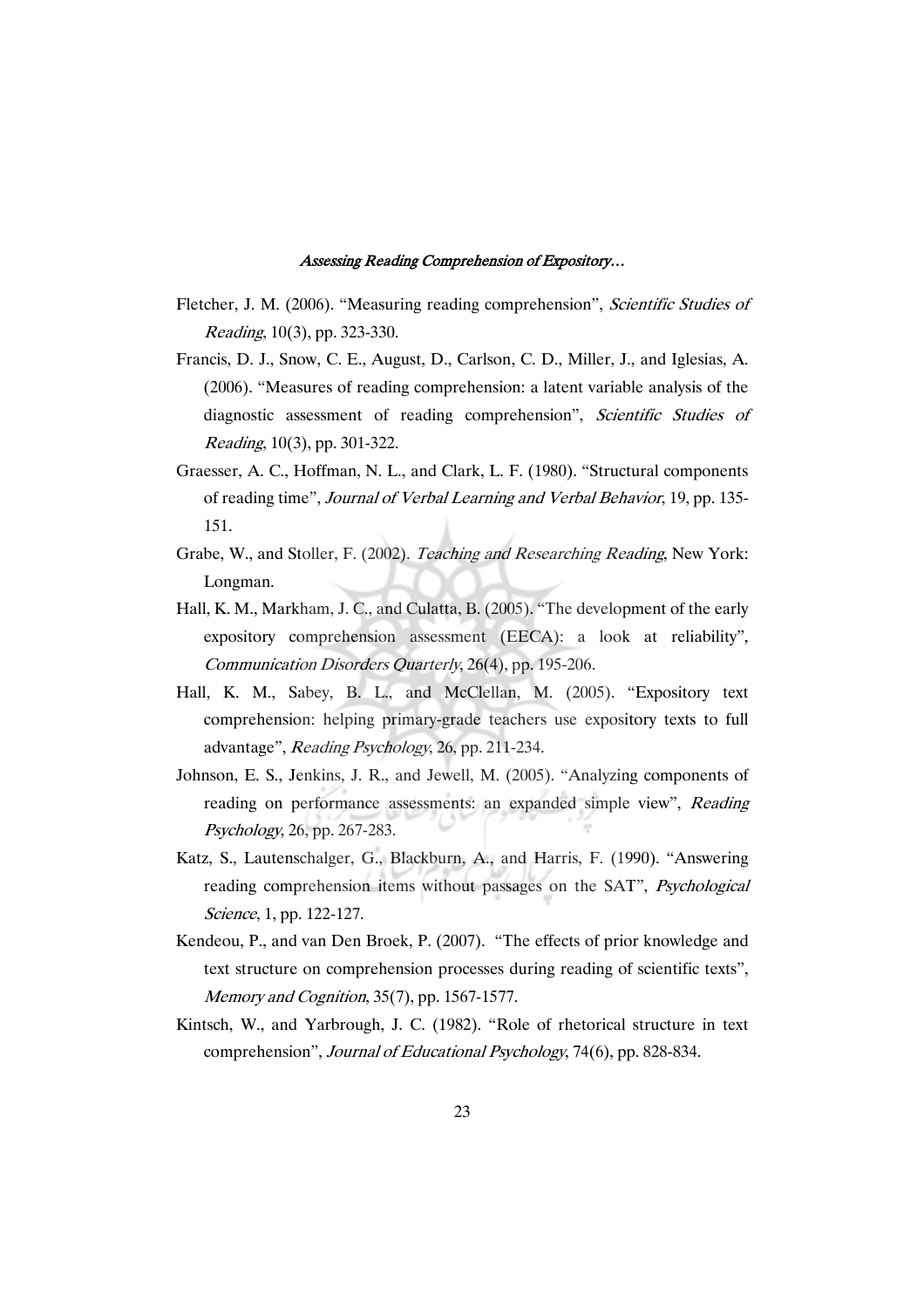Fletcher, J. M. (2006). "Measuring reading comprehension", *Scientific Studies of Reading*, 10(3), pp. 323-330.

Francis, D. J., Snow, C. E., August, D., Carlson, C. D., Miller, J., and Iglesias, A. (2006). "Measures of reading comprehension: a latent variable analysis of the diagnostic assessment of reading comprehension", *Scientific Studies of Reading*, 10(3), pp. 301-322.

Graesser, A. C., Hoffman, N. L., and Clark, L. F. (1980). "Structural components of reading time", *Journal of Verbal Learning and Verbal Behavior*, 19, pp. 135-151.

Grabe, W., and Stoller, F. (2002). *Teaching and Researching Reading*, New York: Longman.

Hall, K. M., Markham, J. C., and Culatta, B. (2005). "The development of the early expository comprehension assessment (EECA): a look at reliability", *Communication Disorders Quarterly*, 26(4), pp. 195-206.

Hall, K. M., Sabey, B. L., and McClellan, M. (2005). "Expository text comprehension: helping primary-grade teachers use expository texts to full advantage", *Reading Psychology*, 26, pp. 211-234.

Johnson, E. S., Jenkins, J. R., and Jewell, M. (2005). "Analyzing components of reading on performance assessments: an expanded simple view", *Reading Psychology*, 26, pp. 267-283.

Katz, S., Lautenschalger, G., Blackburn, A., and Harris, F. (1990). "Answering reading comprehension items without passages on the SAT", *Psychological Science*, 1, pp. 122-127.

Kendeou, P., and van Den Broek, P. (2007). "The effects of prior knowledge and text structure on comprehension processes during reading of scientific texts", *Memory and Cognition*, 35(7), pp. 1567-1577.

Kintsch, W., and Yarbrough, J. C. (1982). "Role of rhetorical structure in text comprehension", *Journal of Educational Psychology*, 74(6), pp. 828-834.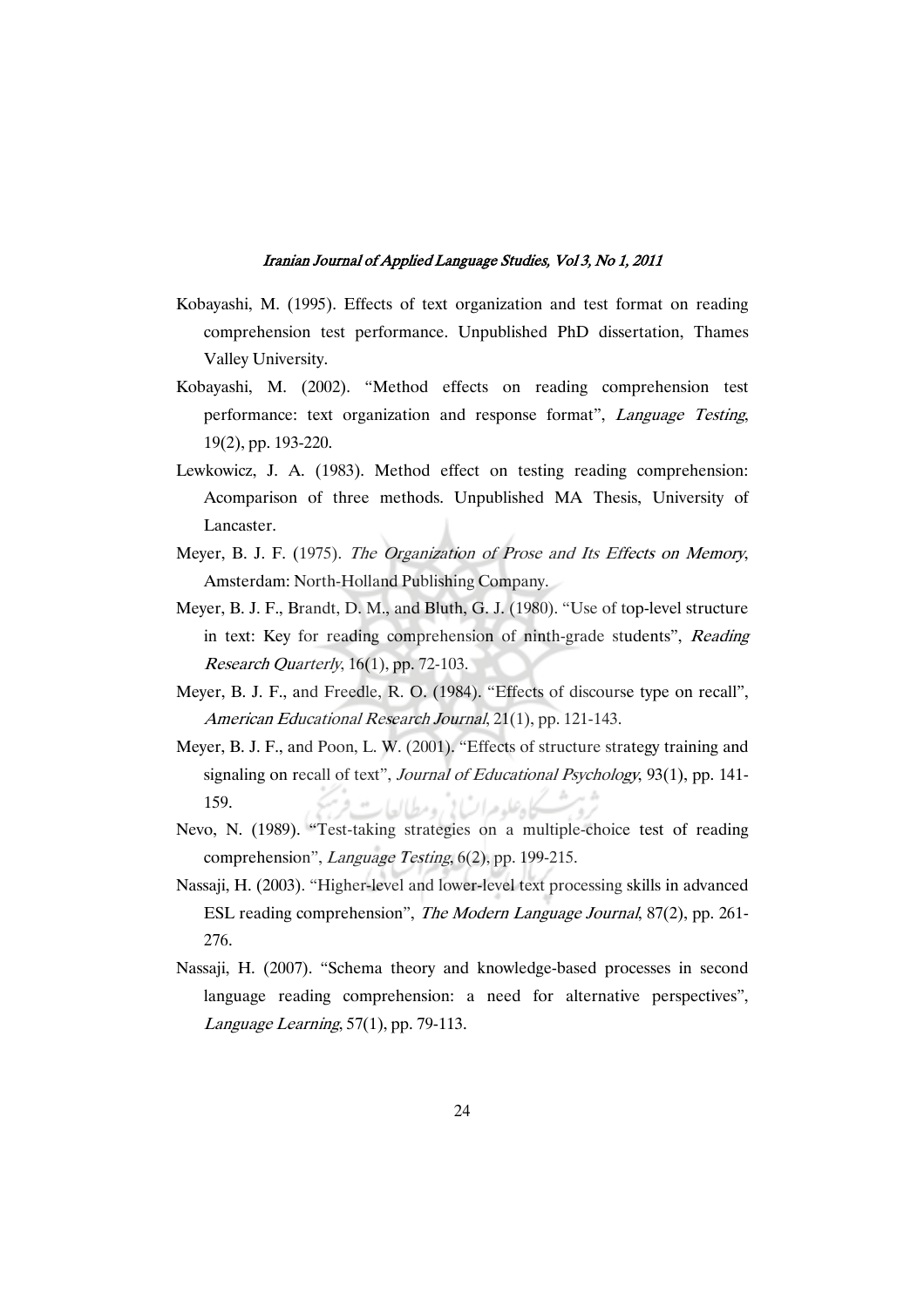Kobayashi, M. (1995). Effects of text organization and test format on reading comprehension test performance. Unpublished PhD dissertation, Thames Valley University.

Kobayashi, M. (2002). "Method effects on reading comprehension test performance: text organization and response format", *Language Testing*, 19(2), pp. 193-220.

Lewkowicz, J. A. (1983). Method effect on testing reading comprehension: Acomparison of three methods. Unpublished MA Thesis, University of Lancaster.

Meyer, B. J. F. (1975). *The Organization of Prose and Its Effects on Memory*, Amsterdam: North-Holland Publishing Company.

Meyer, B. J. F., Brandt, D. M., and Bluth, G. J. (1980). "Use of top-level structure in text: Key for reading comprehension of ninth-grade students", *Reading Research Quarterly*, 16(1), pp. 72-103.

Meyer, B. J. F., and Freedle, R. O. (1984). "Effects of discourse type on recall", *American Educational Research Journal*, 21(1), pp. 121-143.

Meyer, B. J. F., and Poon, L. W. (2001). "Effects of structure strategy training and signaling on recall of text", *Journal of Educational Psychology*, 93(1), pp. 141-159.

Nevo, N. (1989). "Test-taking strategies on a multiple-choice test of reading comprehension", *Language Testing*, 6(2), pp. 199-215.

Nassaji, H. (2003). "Higher-level and lower-level text processing skills in advanced ESL reading comprehension", *The Modern Language Journal*, 87(2), pp. 261-276.

Nassaji, H. (2007). "Schema theory and knowledge-based processes in second language reading comprehension: a need for alternative perspectives", *Language Learning*, 57(1), pp. 79-113.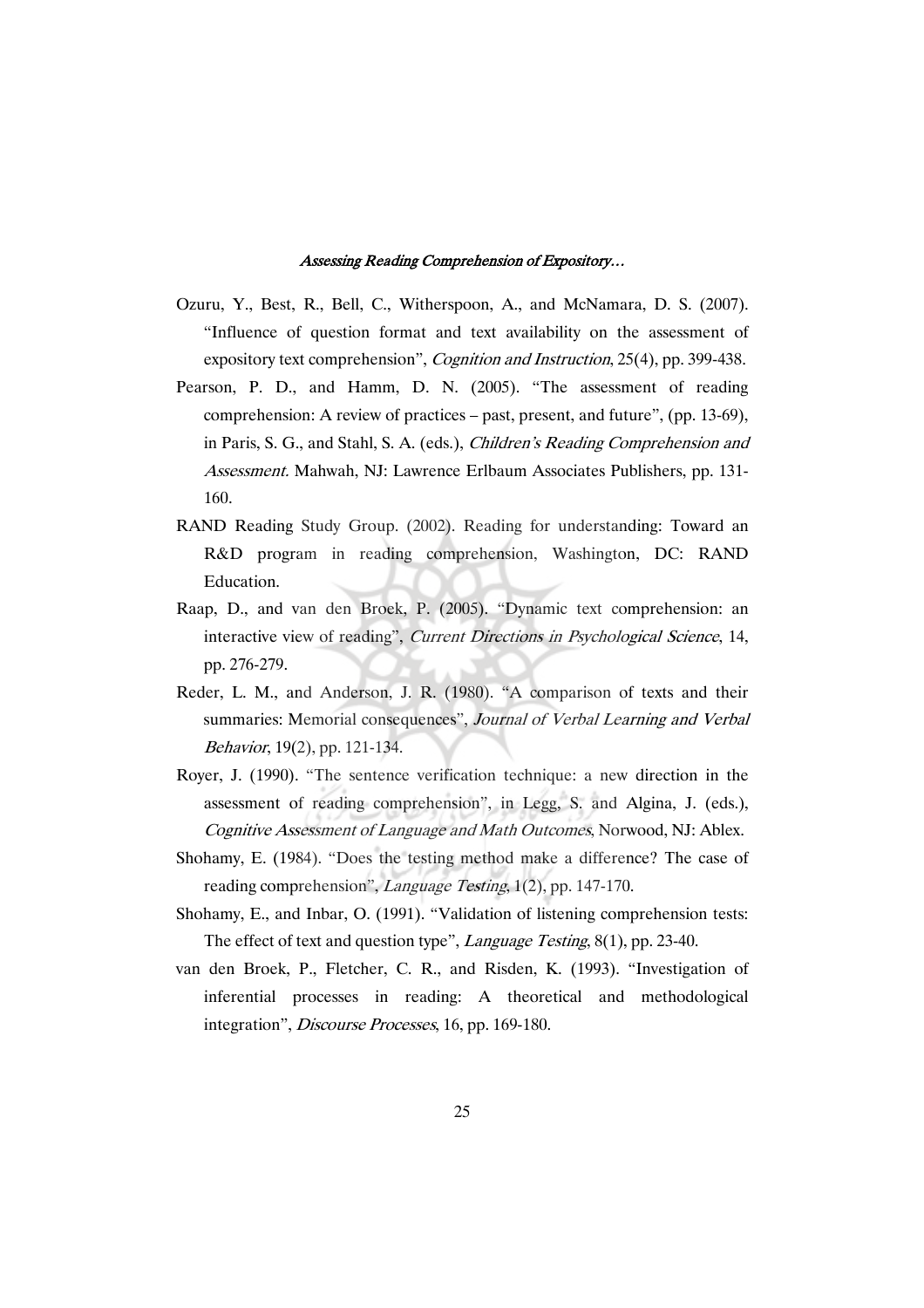Ozuru, Y., Best, R., Bell, C., Witherspoon, A., and McNamara, D. S. (2007). "Influence of question format and text availability on the assessment of expository text comprehension", *Cognition and Instruction*, 25(4), pp. 399-438.

Pearson, P. D., and Hamm, D. N. (2005). "The assessment of reading comprehension: A review of practices – past, present, and future", (pp. 13-69), in Paris, S. G., and Stahl, S. A. (eds.), *Children's Reading Comprehension and Assessment.* Mahwah, NJ: Lawrence Erlbaum Associates Publishers, pp. 131-160.

RAND Reading Study Group. (2002). Reading for understanding: Toward an R&D program in reading comprehension, Washington, DC: RAND Education.

Raap, D., and van den Broek, P. (2005). "Dynamic text comprehension: an interactive view of reading", *Current Directions in Psychological Science*, 14, pp. 276-279.

Reder, L. M., and Anderson, J. R. (1980). "A comparison of texts and their summaries: Memorial consequences", *Journal of Verbal Learning and Verbal Behavior*, 19(2), pp. 121-134.

Royer, J. (1990). "The sentence verification technique: a new direction in the assessment of reading comprehension", in Legg, S. and Algina, J. (eds.), *Cognitive Assessment of Language and Math Outcomes*, Norwood, NJ: Ablex.

Shohamy, E. (1984). "Does the testing method make a difference? The case of reading comprehension", *Language Testing*, 1(2), pp. 147-170.

Shohamy, E., and Inbar, O. (1991). "Validation of listening comprehension tests: The effect of text and question type", *Language Testing*, 8(1), pp. 23-40.

van den Broek, P., Fletcher, C. R., and Risden, K. (1993). "Investigation of inferential processes in reading: A theoretical and methodological integration", *Discourse Processes*, 16, pp. 169-180.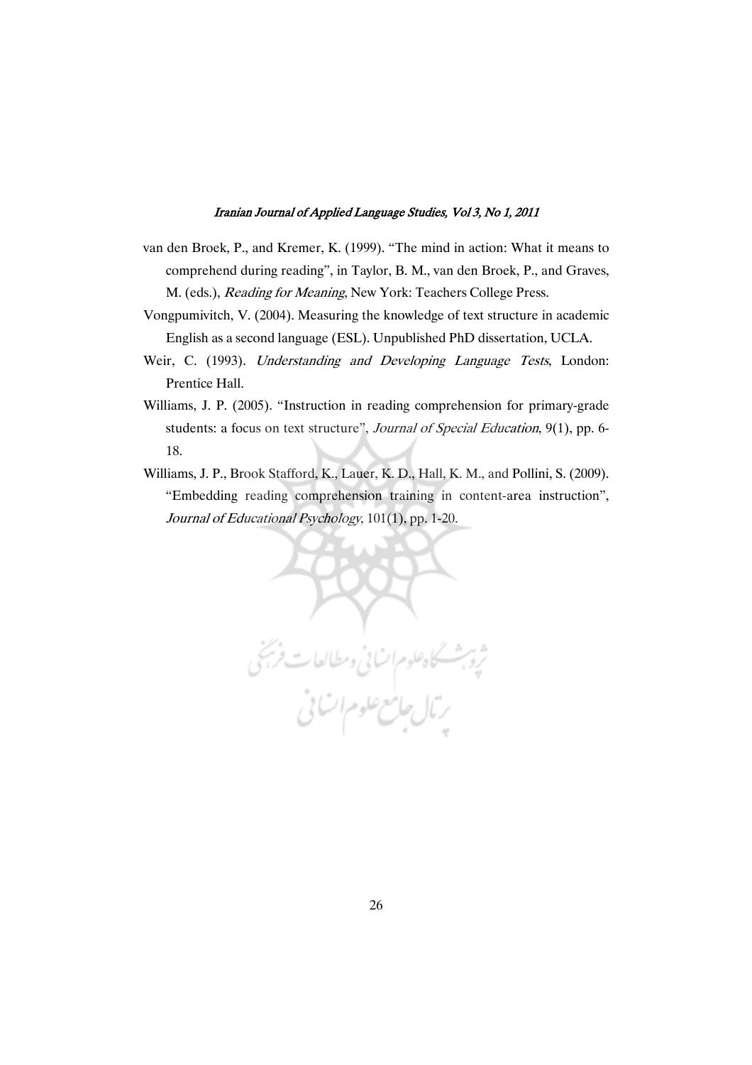van den Broek, P., and Kremer, K. (1999). "The mind in action: What it means to comprehend during reading", in Taylor, B. M., van den Broek, P., and Graves, M. (eds.), *Reading for Meaning*, New York: Teachers College Press.

Vongpumivitch, V. (2004). Measuring the knowledge of text structure in academic English as a second language (ESL). Unpublished PhD dissertation, UCLA.

Weir, C. (1993). *Understanding and Developing Language Tests*, London: Prentice Hall.

Williams, J. P. (2005). "Instruction in reading comprehension for primary-grade students: a focus on text structure", *Journal of Special Education*, 9(1), pp. 6-18.

Williams, J. P., Brook Stafford, K., Lauer, K. D., Hall, K. M., and Pollini, S. (2009). "Embedding reading comprehension training in content-area instruction", *Journal of Educational Psychology*, 101(1), pp. 1-20.